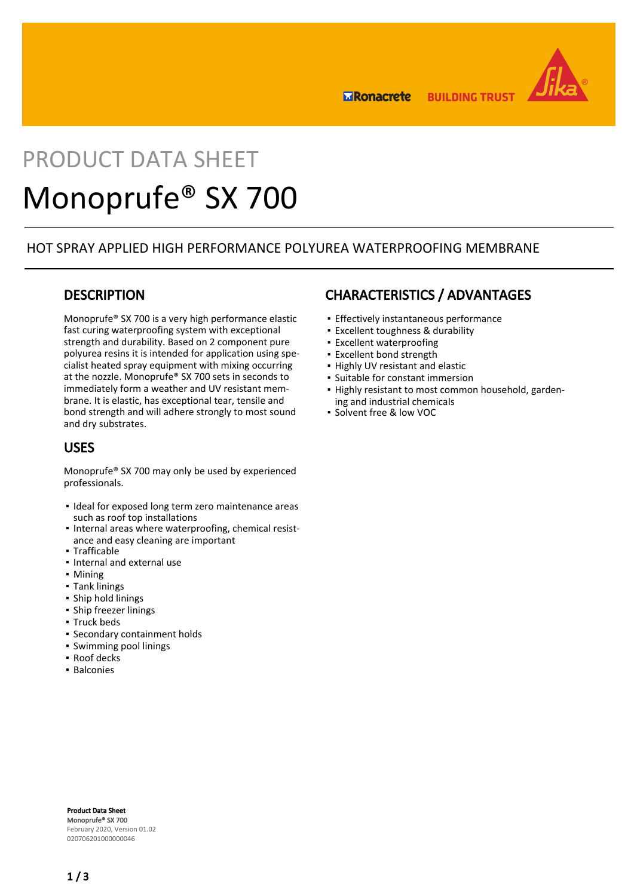PRODUCT DATA SHEET

# Monoprufe® SX 700

HOT SPRAY APPLIED HIGH PERFORMANCE POLYUREA WATERPROOFING MEMBRANE

## DESCRIPTION

Monoprufe® SX 700 is a very high performance elastic fast curing waterproofing system with exceptional strength and durability. Based on 2 component pure polyurea resins it is intended for application using specialist heated spray equipment with mixing occurring at the nozzle. Monoprufe® SX 700 sets in seconds to immediately form a weather and UV resistant membrane. It is elastic, has exceptional tear, tensile and bond strength and will adhere strongly to most sound and dry substrates.

## USES

Monoprufe® SX 700 may only be used by experienced professionals.

- Ideal for exposed long term zero maintenance areas such as roof top installations
- Internal areas where waterproofing, chemical resistance and easy cleaning are important
- Trafficable
- Internal and external use
- Mining
- Tank linings
- Ship hold linings
- Ship freezer linings
- Truck beds
- Secondary containment holds
- Swimming pool linings
- Roof decks
- Balconies

## CHARACTERISTICS / ADVANTAGES

- Effectively instantaneous performance
- Excellent toughness & durability
- Excellent waterproofing
- Excellent bond strength
- Highly UV resistant and elastic
- Suitable for constant immersion
- Highly resistant to most common household, gardening and industrial chemicals
- Solvent free & low VOC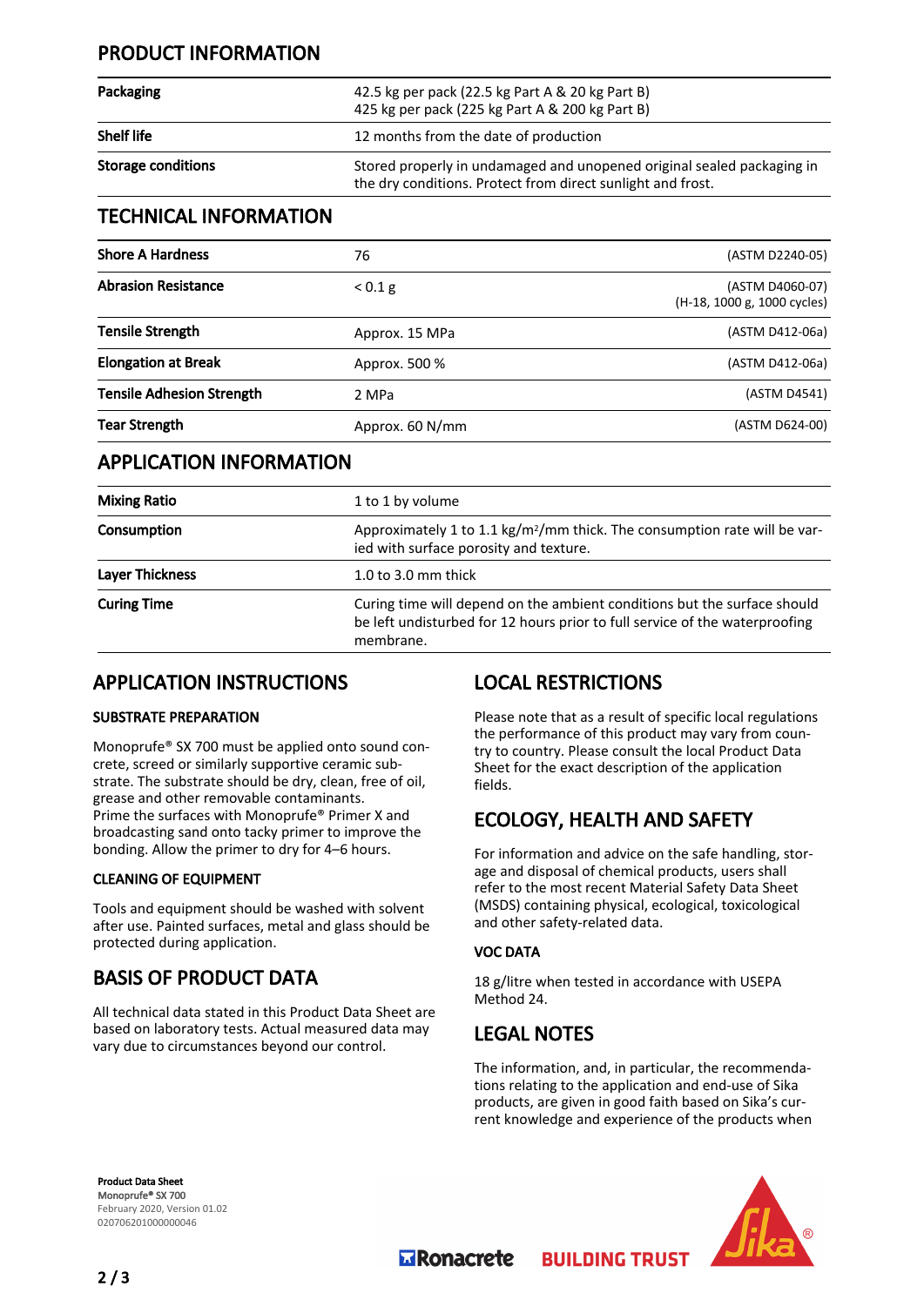## PRODUCT INFORMATION

| | |
|---|---|
| **Packaging** | 42.5 kg per pack (22.5 kg Part A & 20 kg Part B)<br>425 kg per pack (225 kg Part A & 200 kg Part B) |
| **Shelf life** | 12 months from the date of production |
| **Storage conditions** | Stored properly in undamaged and unopened original sealed packaging in the dry conditions. Protect from direct sunlight and frost. |

## TECHNICAL INFORMATION

| | | |
|---|---|---|
| **Shore A Hardness** | 76 | (ASTM D2240-05) |
| **Abrasion Resistance** | < 0.1 g | (ASTM D4060-07)<br>(H-18, 1000 g, 1000 cycles) |
| **Tensile Strength** | Approx. 15 MPa | (ASTM D412-06a) |
| **Elongation at Break** | Approx. 500 % | (ASTM D412-06a) |
| **Tensile Adhesion Strength** | 2 MPa | (ASTM D4541) |
| **Tear Strength** | Approx. 60 N/mm | (ASTM D624-00) |

## APPLICATION INFORMATION

| | |
|---|---|
| **Mixing Ratio** | 1 to 1 by volume |
| **Consumption** | Approximately 1 to 1.1 kg/m²/mm thick. The consumption rate will be varied with surface porosity and texture. |
| **Layer Thickness** | 1.0 to 3.0 mm thick |
| **Curing Time** | Curing time will depend on the ambient conditions but the surface should be left undisturbed for 12 hours prior to full service of the waterproofing membrane. |

## APPLICATION INSTRUCTIONS

### SUBSTRATE PREPARATION

Monoprufe® SX 700 must be applied onto sound concrete, screed or similarly supportive ceramic substrate. The substrate should be dry, clean, free of oil, grease and other removable contaminants.
Prime the surfaces with Monoprufe® Primer X and broadcasting sand onto tacky primer to improve the bonding. Allow the primer to dry for 4–6 hours.

### CLEANING OF EQUIPMENT

Tools and equipment should be washed with solvent after use. Painted surfaces, metal and glass should be protected during application.

## BASIS OF PRODUCT DATA

All technical data stated in this Product Data Sheet are based on laboratory tests. Actual measured data may vary due to circumstances beyond our control.

## LOCAL RESTRICTIONS

Please note that as a result of specific local regulations the performance of this product may vary from country to country. Please consult the local Product Data Sheet for the exact description of the application fields.

## ECOLOGY, HEALTH AND SAFETY

For information and advice on the safe handling, storage and disposal of chemical products, users shall refer to the most recent Material Safety Data Sheet (MSDS) containing physical, ecological, toxicological and other safety-related data.

### VOC DATA

18 g/litre when tested in accordance with USEPA Method 24.

## LEGAL NOTES

The information, and, in particular, the recommendations relating to the application and end-use of Sika products, are given in good faith based on Sika's current knowledge and experience of the products when

**Product Data Sheet**
Monoprufe® SX 700
February 2020, Version 01.02
020706201000000046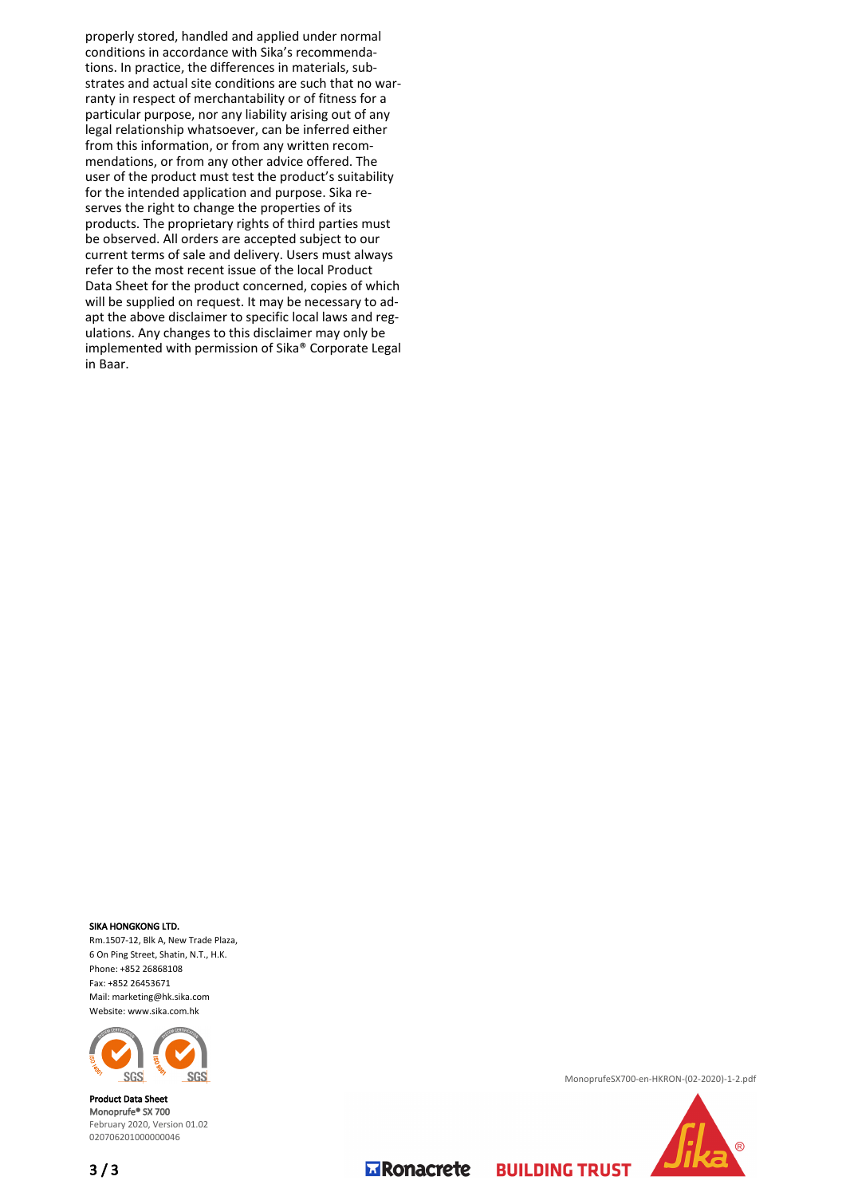properly stored, handled and applied under normal conditions in accordance with Sika's recommendations. In practice, the differences in materials, substrates and actual site conditions are such that no warranty in respect of merchantability or of fitness for a particular purpose, nor any liability arising out of any legal relationship whatsoever, can be inferred either from this information, or from any written recommendations, or from any other advice offered. The user of the product must test the product's suitability for the intended application and purpose. Sika reserves the right to change the properties of its products. The proprietary rights of third parties must be observed. All orders are accepted subject to our current terms of sale and delivery. Users must always refer to the most recent issue of the local Product Data Sheet for the product concerned, copies of which will be supplied on request. It may be necessary to adapt the above disclaimer to specific local laws and regulations. Any changes to this disclaimer may only be implemented with permission of Sika® Corporate Legal in Baar.

**SIKA HONGKONG LTD.**
Rm.1507-12, Blk A, New Trade Plaza,
6 On Ping Street, Shatin, N.T., H.K.
Phone: +852 26868108
Fax: +852 26453671
Mail: marketing@hk.sika.com
Website: www.sika.com.hk

**Product Data Sheet**
**Monoprufe® SX 700**
February 2020, Version 01.02
020706201000000046

MonoprufeSX700-en-HKRON-(02-2020)-1-2.pdf

Ronacrete BUILDING TRUST